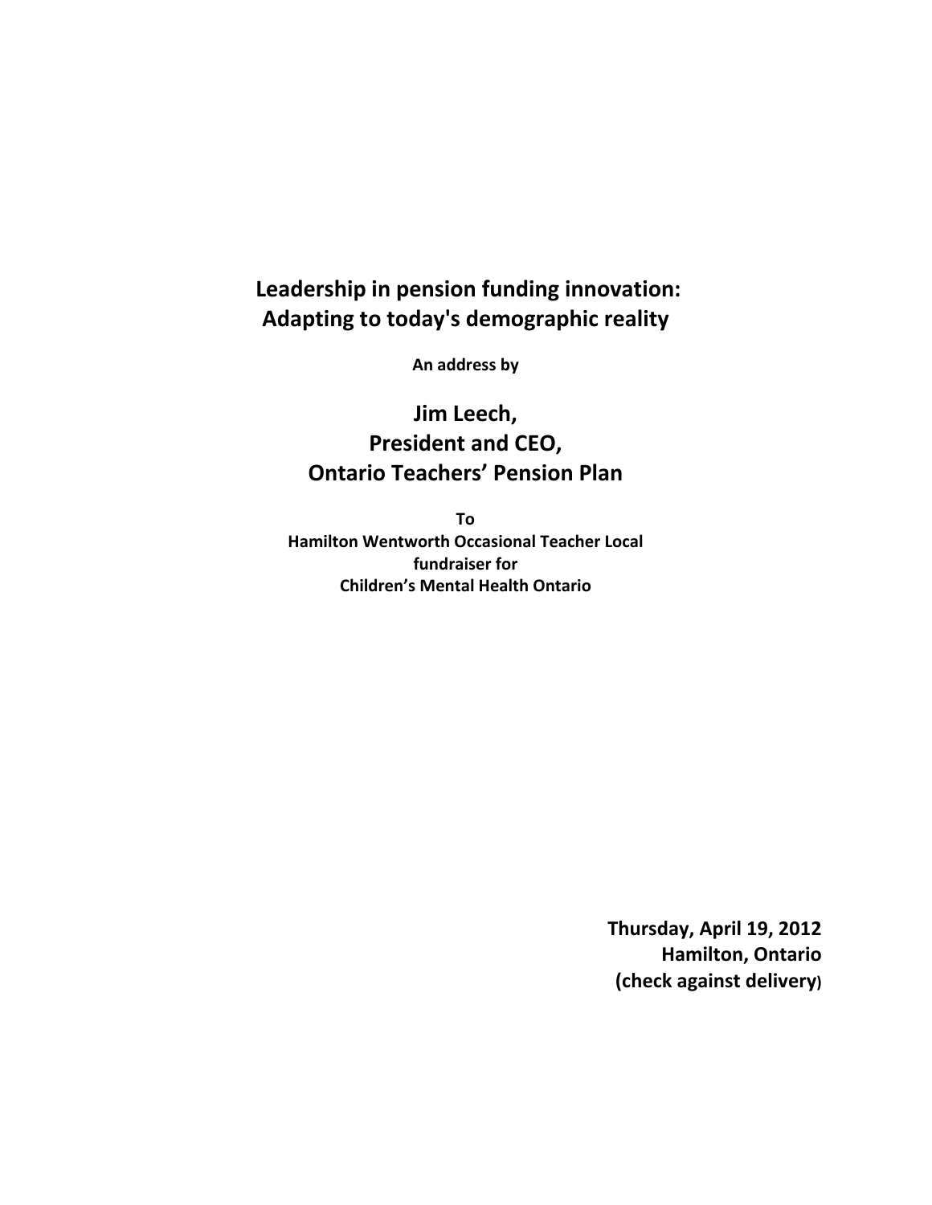# Leadership in pension funding innovation: Adapting to today's demographic reality

**An address by**

## Jim Leech, President and CEO, Ontario Teachers' Pension Plan

**To**
**Hamilton Wentworth Occasional Teacher Local**
**fundraiser for**
**Children's Mental Health Ontario**

**Thursday, April 19, 2012**
**Hamilton, Ontario**
**(check against delivery)**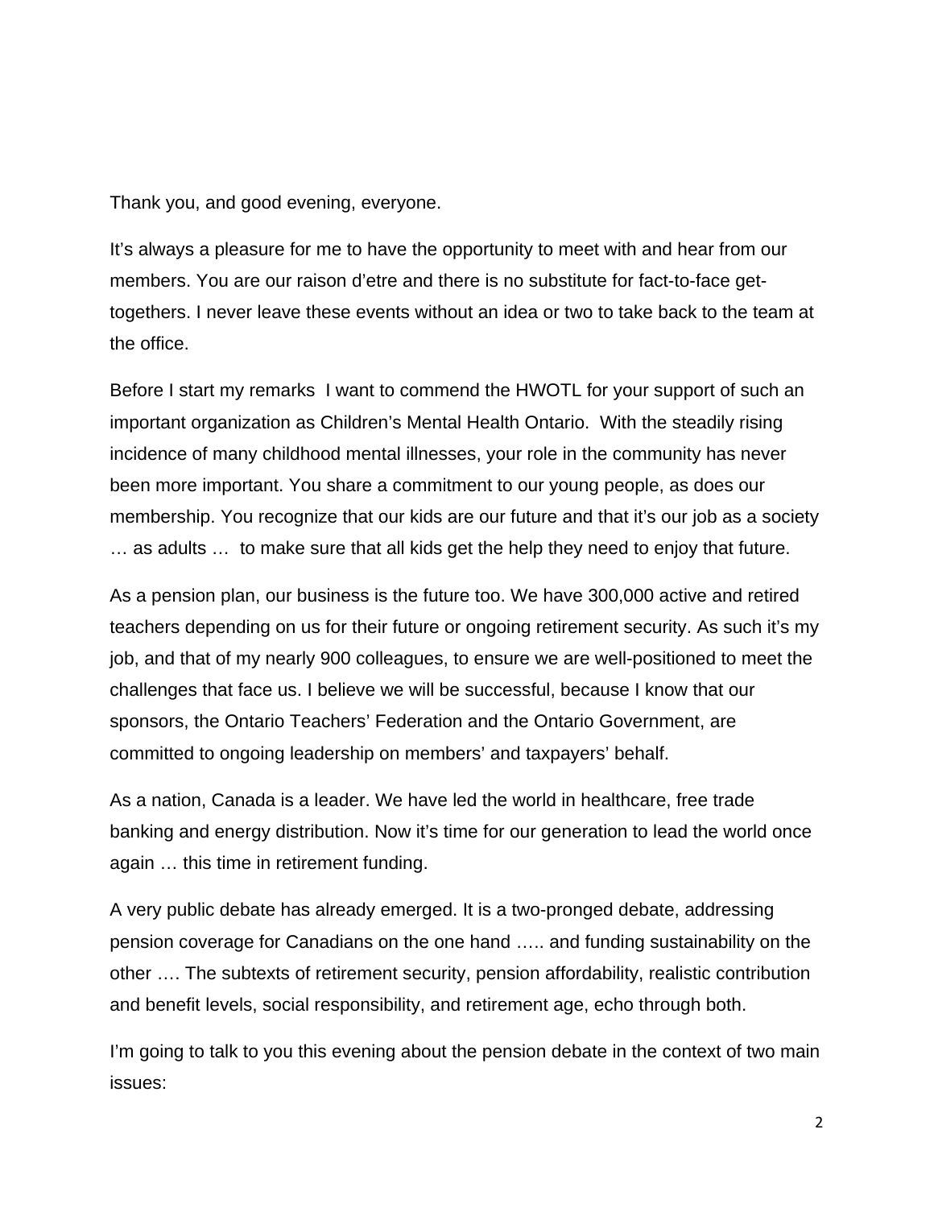Thank you, and good evening, everyone.

It's always a pleasure for me to have the opportunity to meet with and hear from our members. You are our raison d'etre and there is no substitute for fact-to-face get-togethers. I never leave these events without an idea or two to take back to the team at the office.

Before I start my remarks I want to commend the HWOTL for your support of such an important organization as Children's Mental Health Ontario. With the steadily rising incidence of many childhood mental illnesses, your role in the community has never been more important. You share a commitment to our young people, as does our membership. You recognize that our kids are our future and that it's our job as a society … as adults … to make sure that all kids get the help they need to enjoy that future.

As a pension plan, our business is the future too. We have 300,000 active and retired teachers depending on us for their future or ongoing retirement security. As such it's my job, and that of my nearly 900 colleagues, to ensure we are well-positioned to meet the challenges that face us. I believe we will be successful, because I know that our sponsors, the Ontario Teachers' Federation and the Ontario Government, are committed to ongoing leadership on members' and taxpayers' behalf.

As a nation, Canada is a leader. We have led the world in healthcare, free trade banking and energy distribution. Now it's time for our generation to lead the world once again … this time in retirement funding.

A very public debate has already emerged. It is a two-pronged debate, addressing pension coverage for Canadians on the one hand ….. and funding sustainability on the other …. The subtexts of retirement security, pension affordability, realistic contribution and benefit levels, social responsibility, and retirement age, echo through both.

I'm going to talk to you this evening about the pension debate in the context of two main issues: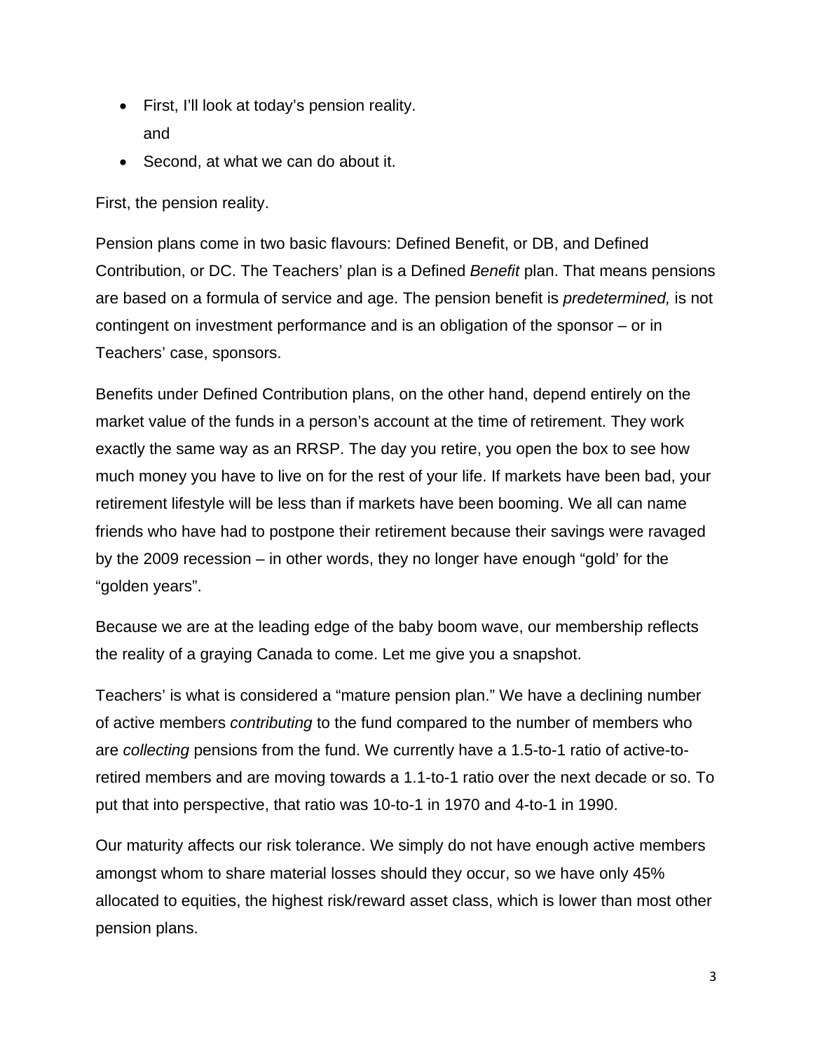- First, I'll look at today's pension reality.
  and
- Second, at what we can do about it.

First, the pension reality.

Pension plans come in two basic flavours: Defined Benefit, or DB, and Defined Contribution, or DC. The Teachers' plan is a Defined *Benefit* plan. That means pensions are based on a formula of service and age. The pension benefit is *predetermined,* is not contingent on investment performance and is an obligation of the sponsor – or in Teachers' case, sponsors.

Benefits under Defined Contribution plans, on the other hand, depend entirely on the market value of the funds in a person's account at the time of retirement. They work exactly the same way as an RRSP. The day you retire, you open the box to see how much money you have to live on for the rest of your life. If markets have been bad, your retirement lifestyle will be less than if markets have been booming. We all can name friends who have had to postpone their retirement because their savings were ravaged by the 2009 recession – in other words, they no longer have enough "gold' for the "golden years".

Because we are at the leading edge of the baby boom wave, our membership reflects the reality of a graying Canada to come. Let me give you a snapshot.

Teachers' is what is considered a "mature pension plan." We have a declining number of active members *contributing* to the fund compared to the number of members who are *collecting* pensions from the fund. We currently have a 1.5-to-1 ratio of active-to-retired members and are moving towards a 1.1-to-1 ratio over the next decade or so. To put that into perspective, that ratio was 10-to-1 in 1970 and 4-to-1 in 1990.

Our maturity affects our risk tolerance. We simply do not have enough active members amongst whom to share material losses should they occur, so we have only 45% allocated to equities, the highest risk/reward asset class, which is lower than most other pension plans.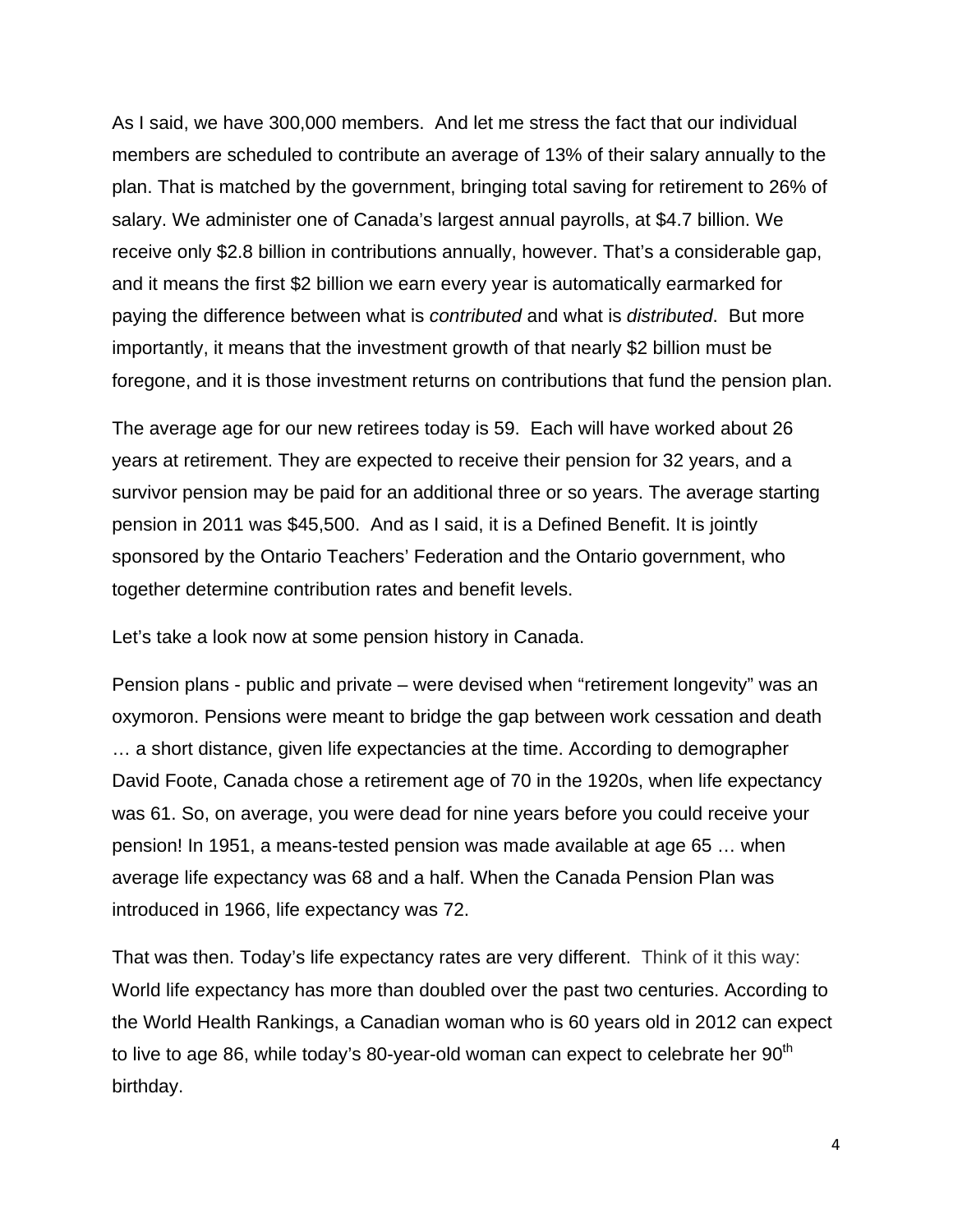As I said, we have 300,000 members. And let me stress the fact that our individual members are scheduled to contribute an average of 13% of their salary annually to the plan. That is matched by the government, bringing total saving for retirement to 26% of salary. We administer one of Canada's largest annual payrolls, at $4.7 billion. We receive only $2.8 billion in contributions annually, however. That's a considerable gap, and it means the first $2 billion we earn every year is automatically earmarked for paying the difference between what is *contributed* and what is *distributed*. But more importantly, it means that the investment growth of that nearly $2 billion must be foregone, and it is those investment returns on contributions that fund the pension plan.

The average age for our new retirees today is 59. Each will have worked about 26 years at retirement. They are expected to receive their pension for 32 years, and a survivor pension may be paid for an additional three or so years. The average starting pension in 2011 was $45,500. And as I said, it is a Defined Benefit. It is jointly sponsored by the Ontario Teachers' Federation and the Ontario government, who together determine contribution rates and benefit levels.

Let's take a look now at some pension history in Canada.

Pension plans - public and private – were devised when "retirement longevity" was an oxymoron. Pensions were meant to bridge the gap between work cessation and death … a short distance, given life expectancies at the time. According to demographer David Foote, Canada chose a retirement age of 70 in the 1920s, when life expectancy was 61. So, on average, you were dead for nine years before you could receive your pension! In 1951, a means-tested pension was made available at age 65 … when average life expectancy was 68 and a half. When the Canada Pension Plan was introduced in 1966, life expectancy was 72.

That was then. Today's life expectancy rates are very different. Think of it this way: World life expectancy has more than doubled over the past two centuries. According to the World Health Rankings, a Canadian woman who is 60 years old in 2012 can expect to live to age 86, while today's 80-year-old woman can expect to celebrate her 90th birthday.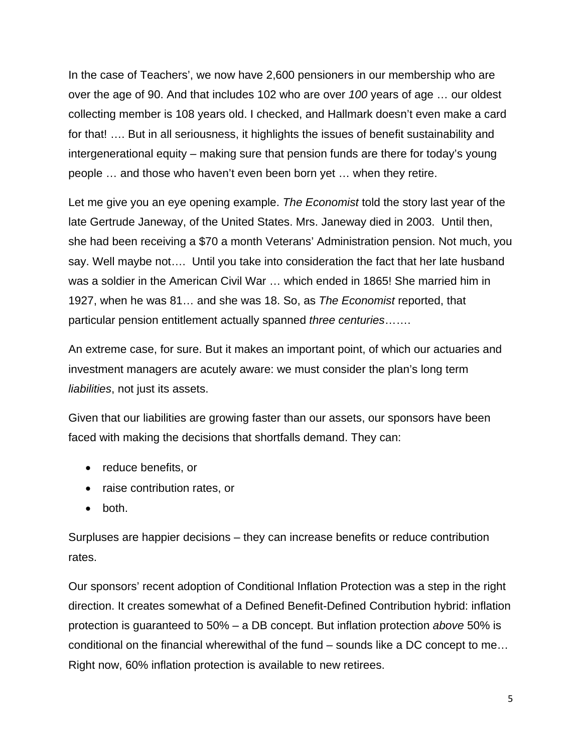In the case of Teachers', we now have 2,600 pensioners in our membership who are over the age of 90. And that includes 102 who are over *100* years of age … our oldest collecting member is 108 years old. I checked, and Hallmark doesn't even make a card for that! …. But in all seriousness, it highlights the issues of benefit sustainability and intergenerational equity – making sure that pension funds are there for today's young people … and those who haven't even been born yet … when they retire.

Let me give you an eye opening example. *The Economist* told the story last year of the late Gertrude Janeway, of the United States. Mrs. Janeway died in 2003. Until then, she had been receiving a $70 a month Veterans' Administration pension. Not much, you say. Well maybe not…. Until you take into consideration the fact that her late husband was a soldier in the American Civil War … which ended in 1865! She married him in 1927, when he was 81… and she was 18. So, as *The Economist* reported, that particular pension entitlement actually spanned *three centuries*…….

An extreme case, for sure. But it makes an important point, of which our actuaries and investment managers are acutely aware: we must consider the plan's long term *liabilities*, not just its assets.

Given that our liabilities are growing faster than our assets, our sponsors have been faced with making the decisions that shortfalls demand. They can:

- reduce benefits, or
- raise contribution rates, or
- both.

Surpluses are happier decisions – they can increase benefits or reduce contribution rates.

Our sponsors' recent adoption of Conditional Inflation Protection was a step in the right direction. It creates somewhat of a Defined Benefit-Defined Contribution hybrid: inflation protection is guaranteed to 50% – a DB concept. But inflation protection *above* 50% is conditional on the financial wherewithal of the fund – sounds like a DC concept to me… Right now, 60% inflation protection is available to new retirees.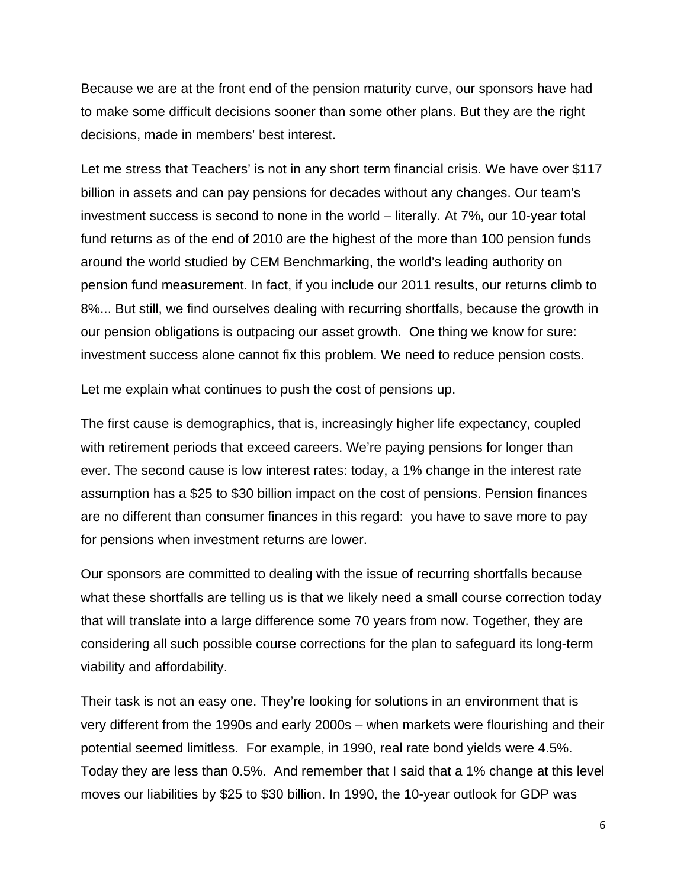Because we are at the front end of the pension maturity curve, our sponsors have had to make some difficult decisions sooner than some other plans. But they are the right decisions, made in members' best interest.

Let me stress that Teachers' is not in any short term financial crisis. We have over $117 billion in assets and can pay pensions for decades without any changes. Our team's investment success is second to none in the world – literally. At 7%, our 10-year total fund returns as of the end of 2010 are the highest of the more than 100 pension funds around the world studied by CEM Benchmarking, the world's leading authority on pension fund measurement. In fact, if you include our 2011 results, our returns climb to 8%... But still, we find ourselves dealing with recurring shortfalls, because the growth in our pension obligations is outpacing our asset growth. One thing we know for sure: investment success alone cannot fix this problem. We need to reduce pension costs.

Let me explain what continues to push the cost of pensions up.

The first cause is demographics, that is, increasingly higher life expectancy, coupled with retirement periods that exceed careers. We're paying pensions for longer than ever. The second cause is low interest rates: today, a 1% change in the interest rate assumption has a $25 to $30 billion impact on the cost of pensions. Pension finances are no different than consumer finances in this regard: you have to save more to pay for pensions when investment returns are lower.

Our sponsors are committed to dealing with the issue of recurring shortfalls because what these shortfalls are telling us is that we likely need a <u>small</u> course correction <u>today</u> that will translate into a large difference some 70 years from now. Together, they are considering all such possible course corrections for the plan to safeguard its long-term viability and affordability.

Their task is not an easy one. They're looking for solutions in an environment that is very different from the 1990s and early 2000s – when markets were flourishing and their potential seemed limitless. For example, in 1990, real rate bond yields were 4.5%. Today they are less than 0.5%. And remember that I said that a 1% change at this level moves our liabilities by $25 to $30 billion. In 1990, the 10-year outlook for GDP was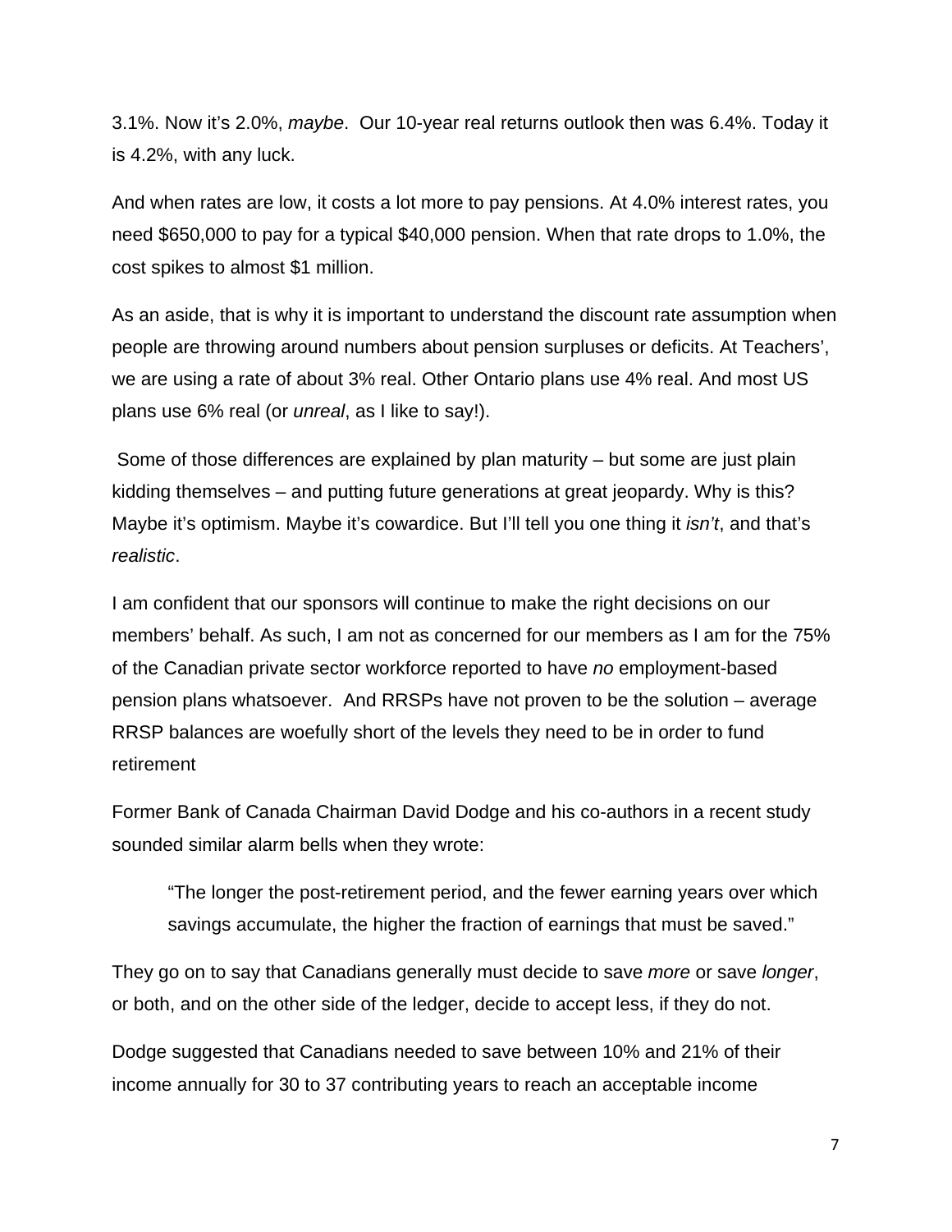3.1%. Now it's 2.0%, *maybe*. Our 10-year real returns outlook then was 6.4%. Today it is 4.2%, with any luck.

And when rates are low, it costs a lot more to pay pensions. At 4.0% interest rates, you need $650,000 to pay for a typical $40,000 pension. When that rate drops to 1.0%, the cost spikes to almost $1 million.

As an aside, that is why it is important to understand the discount rate assumption when people are throwing around numbers about pension surpluses or deficits. At Teachers', we are using a rate of about 3% real. Other Ontario plans use 4% real. And most US plans use 6% real (or *unreal*, as I like to say!).

Some of those differences are explained by plan maturity – but some are just plain kidding themselves – and putting future generations at great jeopardy. Why is this? Maybe it's optimism. Maybe it's cowardice. But I'll tell you one thing it *isn't*, and that's *realistic*.

I am confident that our sponsors will continue to make the right decisions on our members' behalf. As such, I am not as concerned for our members as I am for the 75% of the Canadian private sector workforce reported to have *no* employment-based pension plans whatsoever. And RRSPs have not proven to be the solution – average RRSP balances are woefully short of the levels they need to be in order to fund retirement

Former Bank of Canada Chairman David Dodge and his co-authors in a recent study sounded similar alarm bells when they wrote:

> "The longer the post-retirement period, and the fewer earning years over which savings accumulate, the higher the fraction of earnings that must be saved."

They go on to say that Canadians generally must decide to save *more* or save *longer*, or both, and on the other side of the ledger, decide to accept less, if they do not.

Dodge suggested that Canadians needed to save between 10% and 21% of their income annually for 30 to 37 contributing years to reach an acceptable income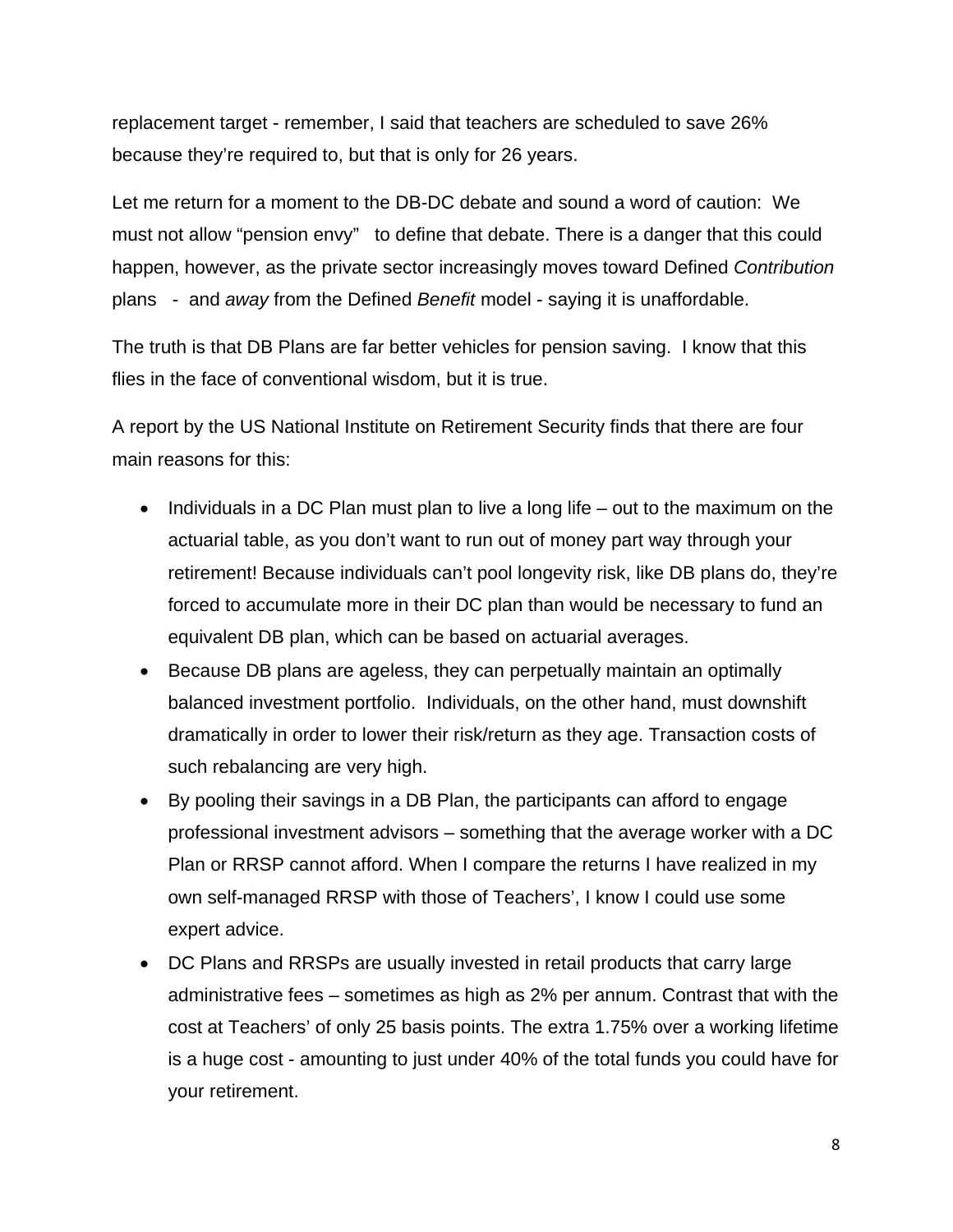replacement target - remember, I said that teachers are scheduled to save 26% because they're required to, but that is only for 26 years.

Let me return for a moment to the DB-DC debate and sound a word of caution: We must not allow "pension envy" to define that debate. There is a danger that this could happen, however, as the private sector increasingly moves toward Defined *Contribution* plans - and *away* from the Defined *Benefit* model - saying it is unaffordable.

The truth is that DB Plans are far better vehicles for pension saving. I know that this flies in the face of conventional wisdom, but it is true.

A report by the US National Institute on Retirement Security finds that there are four main reasons for this:

- Individuals in a DC Plan must plan to live a long life – out to the maximum on the actuarial table, as you don't want to run out of money part way through your retirement! Because individuals can't pool longevity risk, like DB plans do, they're forced to accumulate more in their DC plan than would be necessary to fund an equivalent DB plan, which can be based on actuarial averages.
- Because DB plans are ageless, they can perpetually maintain an optimally balanced investment portfolio. Individuals, on the other hand, must downshift dramatically in order to lower their risk/return as they age. Transaction costs of such rebalancing are very high.
- By pooling their savings in a DB Plan, the participants can afford to engage professional investment advisors – something that the average worker with a DC Plan or RRSP cannot afford. When I compare the returns I have realized in my own self-managed RRSP with those of Teachers', I know I could use some expert advice.
- DC Plans and RRSPs are usually invested in retail products that carry large administrative fees – sometimes as high as 2% per annum. Contrast that with the cost at Teachers' of only 25 basis points. The extra 1.75% over a working lifetime is a huge cost - amounting to just under 40% of the total funds you could have for your retirement.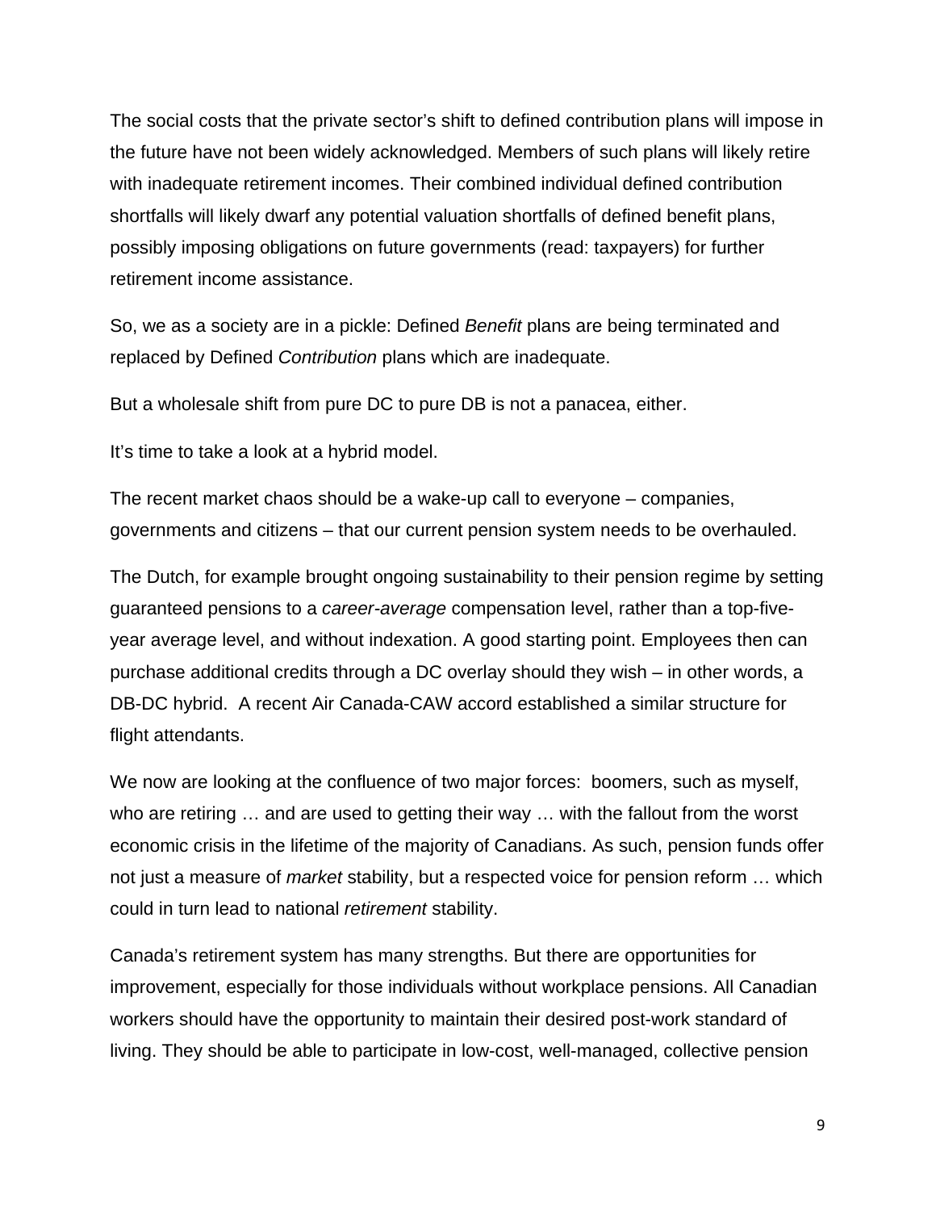The social costs that the private sector's shift to defined contribution plans will impose in the future have not been widely acknowledged. Members of such plans will likely retire with inadequate retirement incomes. Their combined individual defined contribution shortfalls will likely dwarf any potential valuation shortfalls of defined benefit plans, possibly imposing obligations on future governments (read: taxpayers) for further retirement income assistance.

So, we as a society are in a pickle: Defined *Benefit* plans are being terminated and replaced by Defined *Contribution* plans which are inadequate.

But a wholesale shift from pure DC to pure DB is not a panacea, either.

It's time to take a look at a hybrid model.

The recent market chaos should be a wake-up call to everyone – companies, governments and citizens – that our current pension system needs to be overhauled.

The Dutch, for example brought ongoing sustainability to their pension regime by setting guaranteed pensions to a *career-average* compensation level, rather than a top-five-year average level, and without indexation. A good starting point. Employees then can purchase additional credits through a DC overlay should they wish – in other words, a DB-DC hybrid. A recent Air Canada-CAW accord established a similar structure for flight attendants.

We now are looking at the confluence of two major forces: boomers, such as myself, who are retiring … and are used to getting their way … with the fallout from the worst economic crisis in the lifetime of the majority of Canadians. As such, pension funds offer not just a measure of *market* stability, but a respected voice for pension reform … which could in turn lead to national *retirement* stability.

Canada's retirement system has many strengths. But there are opportunities for improvement, especially for those individuals without workplace pensions. All Canadian workers should have the opportunity to maintain their desired post-work standard of living. They should be able to participate in low-cost, well-managed, collective pension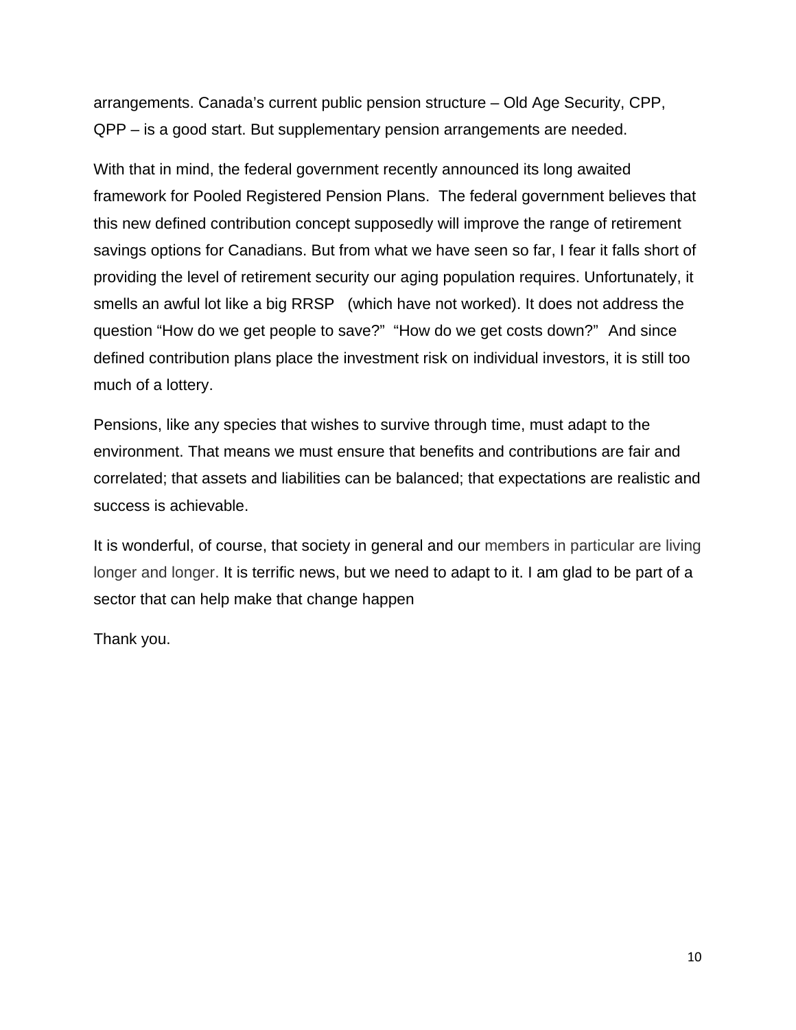arrangements. Canada's current public pension structure – Old Age Security, CPP, QPP – is a good start. But supplementary pension arrangements are needed.

With that in mind, the federal government recently announced its long awaited framework for Pooled Registered Pension Plans. The federal government believes that this new defined contribution concept supposedly will improve the range of retirement savings options for Canadians. But from what we have seen so far, I fear it falls short of providing the level of retirement security our aging population requires. Unfortunately, it smells an awful lot like a big RRSP (which have not worked). It does not address the question "How do we get people to save?" "How do we get costs down?" And since defined contribution plans place the investment risk on individual investors, it is still too much of a lottery.

Pensions, like any species that wishes to survive through time, must adapt to the environment. That means we must ensure that benefits and contributions are fair and correlated; that assets and liabilities can be balanced; that expectations are realistic and success is achievable.

It is wonderful, of course, that society in general and our members in particular are living longer and longer. It is terrific news, but we need to adapt to it. I am glad to be part of a sector that can help make that change happen

Thank you.